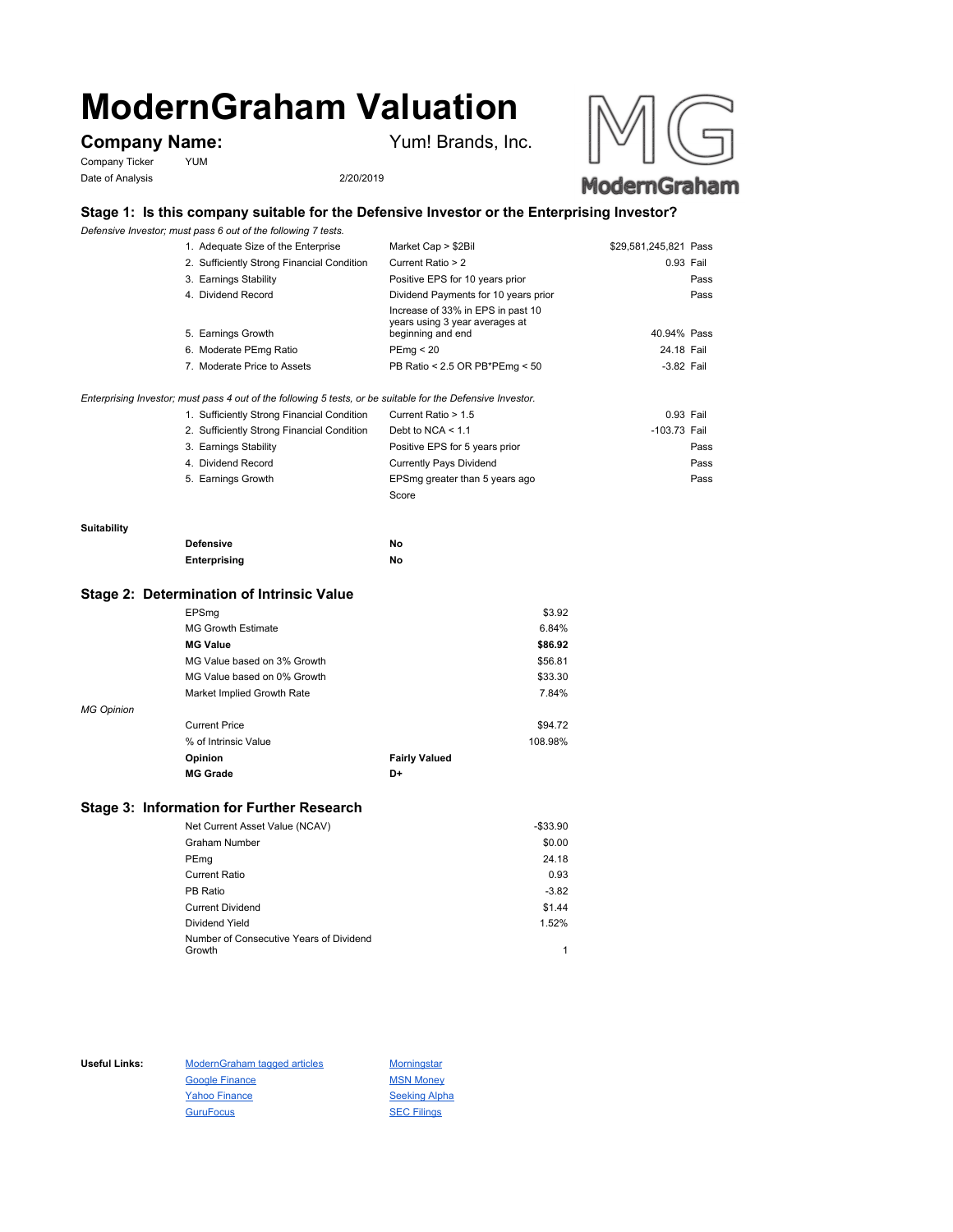# ModernGraham Valuation

## Company Name: Yum! Brands, Inc.

Company Ticker YUM

Date of Analysis 2/20/2019

### Stage 1: Is this company suitable for the Defensive Investor or the Enterprising Investor?

*Defensive Investor; must pass 6 out of the following 7 tests.*

| Test | Criteria | Value | Result |
|---|---|---|---|
| 1. Adequate Size of the Enterprise | Market Cap > $2Bil | $29,581,245,821 | Pass |
| 2. Sufficiently Strong Financial Condition | Current Ratio > 2 | 0.93 | Fail |
| 3. Earnings Stability | Positive EPS for 10 years prior | | Pass |
| 4. Dividend Record | Dividend Payments for 10 years prior | | Pass |
| 5. Earnings Growth | Increase of 33% in EPS in past 10 years using 3 year averages at beginning and end | 40.94% | Pass |
| 6. Moderate PEmg Ratio | PEmg < 20 | 24.18 | Fail |
| 7. Moderate Price to Assets | PB Ratio < 2.5 OR PB*PEmg < 50 | -3.82 | Fail |

*Enterprising Investor; must pass 4 out of the following 5 tests, or be suitable for the Defensive Investor.*

| Test | Criteria | Value | Result |
|---|---|---|---|
| 1. Sufficiently Strong Financial Condition | Current Ratio > 1.5 | 0.93 | Fail |
| 2. Sufficiently Strong Financial Condition | Debt to NCA < 1.1 | -103.73 | Fail |
| 3. Earnings Stability | Positive EPS for 5 years prior | | Pass |
| 4. Dividend Record | Currently Pays Dividend | | Pass |
| 5. Earnings Growth | EPSmg greater than 5 years ago | | Pass |
| | Score | | |

**Suitability**

| | |
|---|---|
| **Defensive** | **No** |
| **Enterprising** | **No** |

### Stage 2: Determination of Intrinsic Value

| | |
|---|---|
| EPSmg | $3.92 |
| MG Growth Estimate | 6.84% |
| **MG Value** | **$86.92** |
| MG Value based on 3% Growth | $56.81 |
| MG Value based on 0% Growth | $33.30 |
| Market Implied Growth Rate | 7.84% |

*MG Opinion*

| | |
|---|---|
| Current Price | $94.72 |
| % of Intrinsic Value | 108.98% |
| **Opinion** | **Fairly Valued** |
| **MG Grade** | **D+** |

### Stage 3: Information for Further Research

| | |
|---|---|
| Net Current Asset Value (NCAV) | -$33.90 |
| Graham Number | $0.00 |
| PEmg | 24.18 |
| Current Ratio | 0.93 |
| PB Ratio | -3.82 |
| Current Dividend | $1.44 |
| Dividend Yield | 1.52% |
| Number of Consecutive Years of Dividend Growth | 1 |

**Useful Links:**

- ModernGraham tagged articles
- Google Finance
- Yahoo Finance
- GuruFocus
- Morningstar
- MSN Money
- Seeking Alpha
- SEC Filings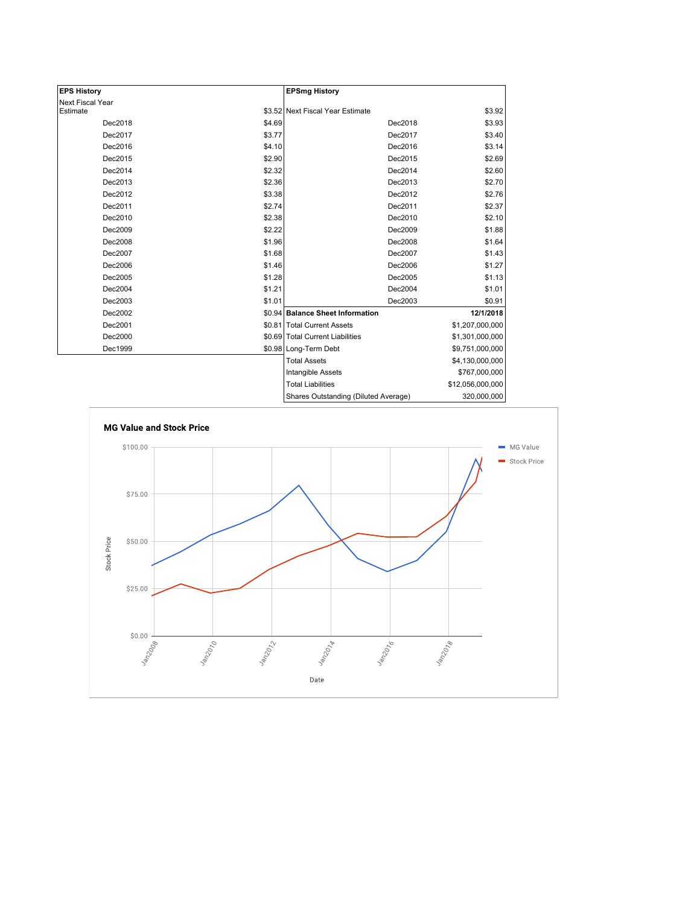| EPS History | |
|---|---|
| Next Fiscal Year Estimate | $3.52 |
| Dec2018 | $4.69 |
| Dec2017 | $3.77 |
| Dec2016 | $4.10 |
| Dec2015 | $2.90 |
| Dec2014 | $2.32 |
| Dec2013 | $2.36 |
| Dec2012 | $3.38 |
| Dec2011 | $2.74 |
| Dec2010 | $2.38 |
| Dec2009 | $2.22 |
| Dec2008 | $1.96 |
| Dec2007 | $1.68 |
| Dec2006 | $1.46 |
| Dec2005 | $1.28 |
| Dec2004 | $1.21 |
| Dec2003 | $1.01 |
| Dec2002 | $0.94 |
| Dec2001 | $0.81 |
| Dec2000 | $0.69 |
| Dec1999 | $0.98 |

| EPSmg History | |
|---|---|
| Next Fiscal Year Estimate | $3.92 |
| Dec2018 | $3.93 |
| Dec2017 | $3.40 |
| Dec2016 | $3.14 |
| Dec2015 | $2.69 |
| Dec2014 | $2.60 |
| Dec2013 | $2.70 |
| Dec2012 | $2.76 |
| Dec2011 | $2.37 |
| Dec2010 | $2.10 |
| Dec2009 | $1.88 |
| Dec2008 | $1.64 |
| Dec2007 | $1.43 |
| Dec2006 | $1.27 |
| Dec2005 | $1.13 |
| Dec2004 | $1.01 |
| Dec2003 | $0.91 |

| Balance Sheet Information | 12/1/2018 |
|---|---|
| Total Current Assets | $1,207,000,000 |
| Total Current Liabilities | $1,301,000,000 |
| Long-Term Debt | $9,751,000,000 |
| Total Assets | $4,130,000,000 |
| Intangible Assets | $767,000,000 |
| Total Liabilities | $12,056,000,000 |
| Shares Outstanding (Diluted Average) | 320,000,000 |

**MG Value and Stock Price**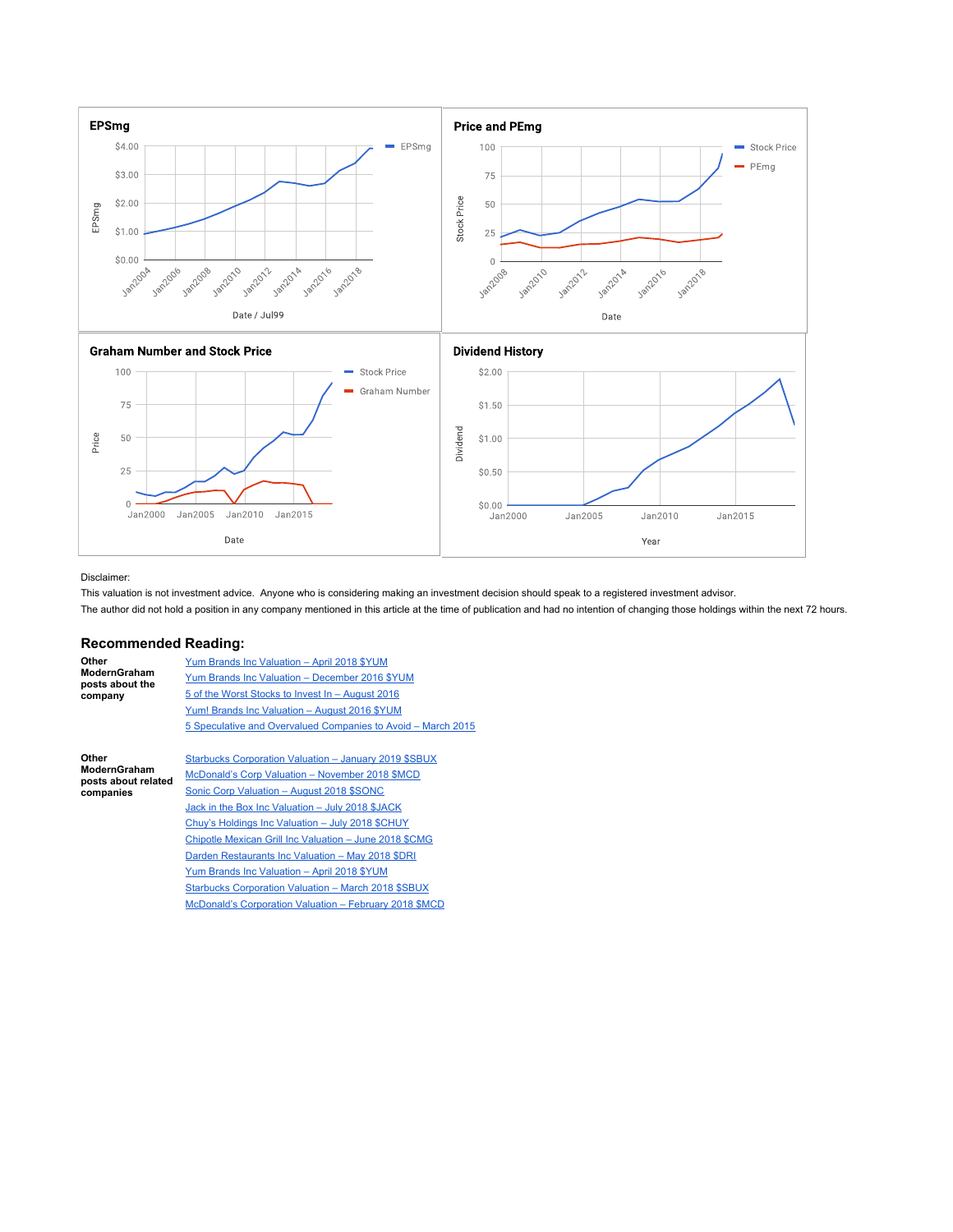**EPSmg**

$4.00
$3.00
$2.00
$1.00
$0.00

EPSmg

Jan2004 Jan2006 Jan2008 Jan2010 Jan2012 Jan2014 Jan2016 Jan2018

Date / Jul99

**Price and PEmg**

100
75
50
25
0

Stock Price

Stock Price
PEmg

Jan2008 Jan2010 Jan2012 Jan2014 Jan2016 Jan2018

Date

**Graham Number and Stock Price**

100
75
50
25
0

Price

Stock Price
Graham Number

Jan2000 Jan2005 Jan2010 Jan2015

Date

**Dividend History**

$2.00
$1.50
$1.00
$0.50
$0.00

Dividend

Jan2000 Jan2005 Jan2010 Jan2015

Year

Disclaimer:

This valuation is not investment advice. Anyone who is considering making an investment decision should speak to a registered investment advisor.

The author did not hold a position in any company mentioned in this article at the time of publication and had no intention of changing those holdings within the next 72 hours.

## Recommended Reading:

**Other ModernGraham posts about the company**

- Yum Brands Inc Valuation – April 2018 $YUM
- Yum Brands Inc Valuation – December 2016 $YUM
- 5 of the Worst Stocks to Invest In – August 2016
- Yum! Brands Inc Valuation – August 2016 $YUM
- 5 Speculative and Overvalued Companies to Avoid – March 2015

**Other ModernGraham posts about related companies**

- Starbucks Corporation Valuation – January 2019 $SBUX
- McDonald's Corp Valuation – November 2018 $MCD
- Sonic Corp Valuation – August 2018 $SONC
- Jack in the Box Inc Valuation – July 2018 $JACK
- Chuy's Holdings Inc Valuation – July 2018 $CHUY
- Chipotle Mexican Grill Inc Valuation – June 2018 $CMG
- Darden Restaurants Inc Valuation – May 2018 $DRI
- Yum Brands Inc Valuation – April 2018 $YUM
- Starbucks Corporation Valuation – March 2018 $SBUX
- McDonald's Corporation Valuation – February 2018 $MCD